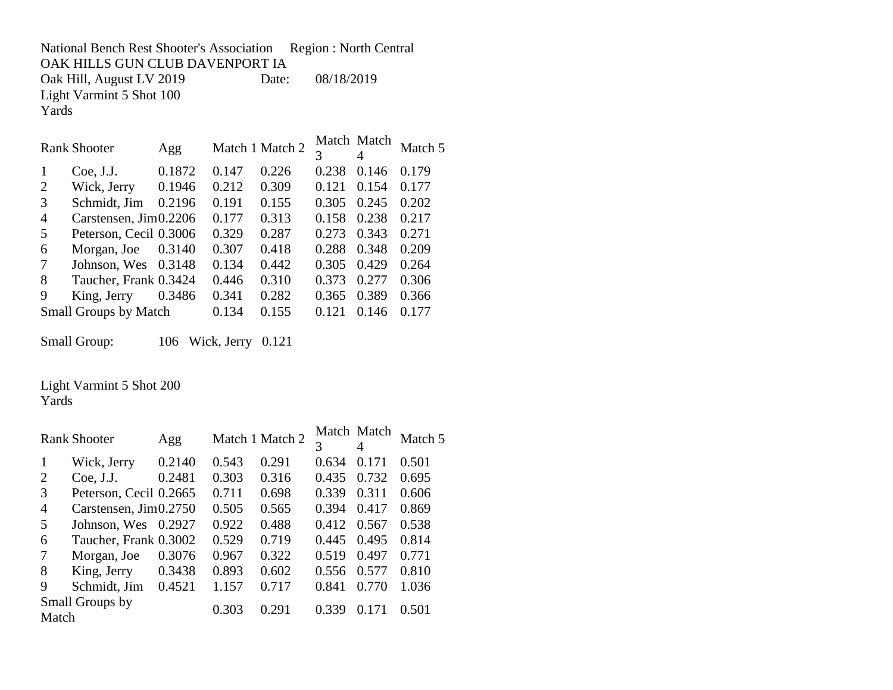National Bench Rest Shooter's Association Region : North Central
OAK HILLS GUN CLUB DAVENPORT IA
Oak Hill, August LV 2019 Date: 08/18/2019

Light Varmint 5 Shot 100 Yards

| Rank | Shooter | Agg | Match 1 | Match 2 | Match 3 | Match 4 | Match 5 |
|---|---|---|---|---|---|---|---|
| 1 | Coe, J.J. | 0.1872 | 0.147 | 0.226 | 0.238 | 0.146 | 0.179 |
| 2 | Wick, Jerry | 0.1946 | 0.212 | 0.309 | 0.121 | 0.154 | 0.177 |
| 3 | Schmidt, Jim | 0.2196 | 0.191 | 0.155 | 0.305 | 0.245 | 0.202 |
| 4 | Carstensen, Jim | 0.2206 | 0.177 | 0.313 | 0.158 | 0.238 | 0.217 |
| 5 | Peterson, Cecil | 0.3006 | 0.329 | 0.287 | 0.273 | 0.343 | 0.271 |
| 6 | Morgan, Joe | 0.3140 | 0.307 | 0.418 | 0.288 | 0.348 | 0.209 |
| 7 | Johnson, Wes | 0.3148 | 0.134 | 0.442 | 0.305 | 0.429 | 0.264 |
| 8 | Taucher, Frank | 0.3424 | 0.446 | 0.310 | 0.373 | 0.277 | 0.306 |
| 9 | King, Jerry | 0.3486 | 0.341 | 0.282 | 0.365 | 0.389 | 0.366 |
| Small Groups by Match | | | 0.134 | 0.155 | 0.121 | 0.146 | 0.177 |

Small Group: 106 Wick, Jerry 0.121

Light Varmint 5 Shot 200 Yards

| Rank | Shooter | Agg | Match 1 | Match 2 | Match 3 | Match 4 | Match 5 |
|---|---|---|---|---|---|---|---|
| 1 | Wick, Jerry | 0.2140 | 0.543 | 0.291 | 0.634 | 0.171 | 0.501 |
| 2 | Coe, J.J. | 0.2481 | 0.303 | 0.316 | 0.435 | 0.732 | 0.695 |
| 3 | Peterson, Cecil | 0.2665 | 0.711 | 0.698 | 0.339 | 0.311 | 0.606 |
| 4 | Carstensen, Jim | 0.2750 | 0.505 | 0.565 | 0.394 | 0.417 | 0.869 |
| 5 | Johnson, Wes | 0.2927 | 0.922 | 0.488 | 0.412 | 0.567 | 0.538 |
| 6 | Taucher, Frank | 0.3002 | 0.529 | 0.719 | 0.445 | 0.495 | 0.814 |
| 7 | Morgan, Joe | 0.3076 | 0.967 | 0.322 | 0.519 | 0.497 | 0.771 |
| 8 | King, Jerry | 0.3438 | 0.893 | 0.602 | 0.556 | 0.577 | 0.810 |
| 9 | Schmidt, Jim | 0.4521 | 1.157 | 0.717 | 0.841 | 0.770 | 1.036 |
| Small Groups by Match | | | 0.303 | 0.291 | 0.339 | 0.171 | 0.501 |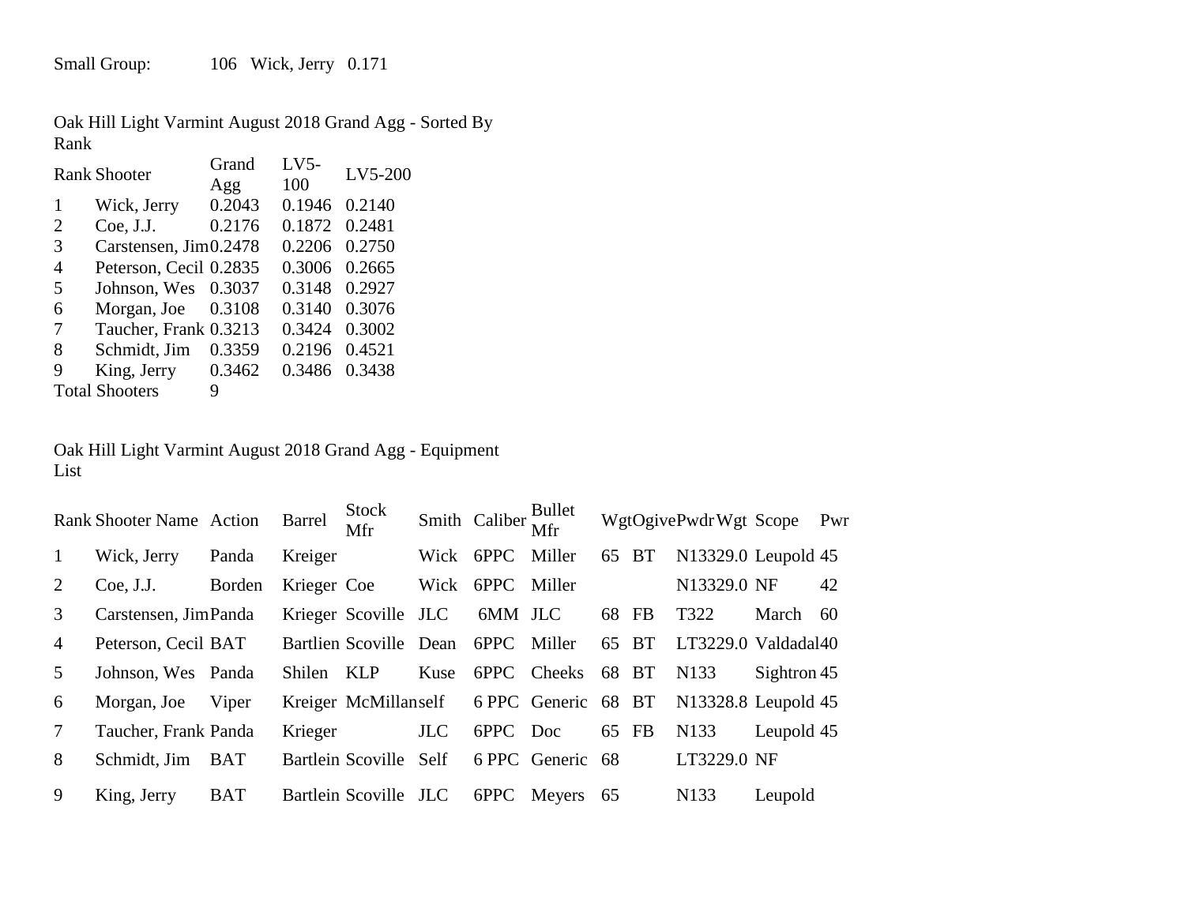Small Group: 106 Wick, Jerry 0.171

Oak Hill Light Varmint August 2018 Grand Agg - Sorted By Rank

| Rank | Shooter | Grand Agg | LV5-100 | LV5-200 |
|---|---|---|---|---|
| 1 | Wick, Jerry | 0.2043 | 0.1946 | 0.2140 |
| 2 | Coe, J.J. | 0.2176 | 0.1872 | 0.2481 |
| 3 | Carstensen, Jim | 0.2478 | 0.2206 | 0.2750 |
| 4 | Peterson, Cecil | 0.2835 | 0.3006 | 0.2665 |
| 5 | Johnson, Wes | 0.3037 | 0.3148 | 0.2927 |
| 6 | Morgan, Joe | 0.3108 | 0.3140 | 0.3076 |
| 7 | Taucher, Frank | 0.3213 | 0.3424 | 0.3002 |
| 8 | Schmidt, Jim | 0.3359 | 0.2196 | 0.4521 |
| 9 | King, Jerry | 0.3462 | 0.3486 | 0.3438 |
| Total Shooters | | 9 | | |

Oak Hill Light Varmint August 2018 Grand Agg - Equipment List

| Rank | Shooter Name | Action | Barrel | Stock Mfr | Smith | Caliber | Bullet Mfr | Wgt | Ogive | Pwdr Wgt | Scope | Pwr |
|---|---|---|---|---|---|---|---|---|---|---|---|---|
| 1 | Wick, Jerry | Panda | Kreiger | | Wick | 6PPC | Miller | 65 | BT | N13329.0 | Leupold | 45 |
| 2 | Coe, J.J. | Borden | Krieger | Coe | Wick | 6PPC | Miller | | | N13329.0 | NF | 42 |
| 3 | Carstensen, Jim | Panda | Krieger | Scoville | JLC | 6MM | JLC | 68 | FB | T322 | March | 60 |
| 4 | Peterson, Cecil | BAT | Bartlien | Scoville | Dean | 6PPC | Miller | 65 | BT | LT3229.0 | Valdada | 40 |
| 5 | Johnson, Wes | Panda | Shilen | KLP | Kuse | 6PPC | Cheeks | 68 | BT | N133 | Sightron | 45 |
| 6 | Morgan, Joe | Viper | Kreiger | McMillan | self | 6 PPC | Generic | 68 | BT | N13328.8 | Leupold | 45 |
| 7 | Taucher, Frank | Panda | Krieger | | JLC | 6PPC | Doc | 65 | FB | N133 | Leupold | 45 |
| 8 | Schmidt, Jim | BAT | Bartlein | Scoville | Self | 6 PPC | Generic | 68 | | LT3229.0 | NF | |
| 9 | King, Jerry | BAT | Bartlein | Scoville | JLC | 6PPC | Meyers | 65 | | N133 | Leupold | |